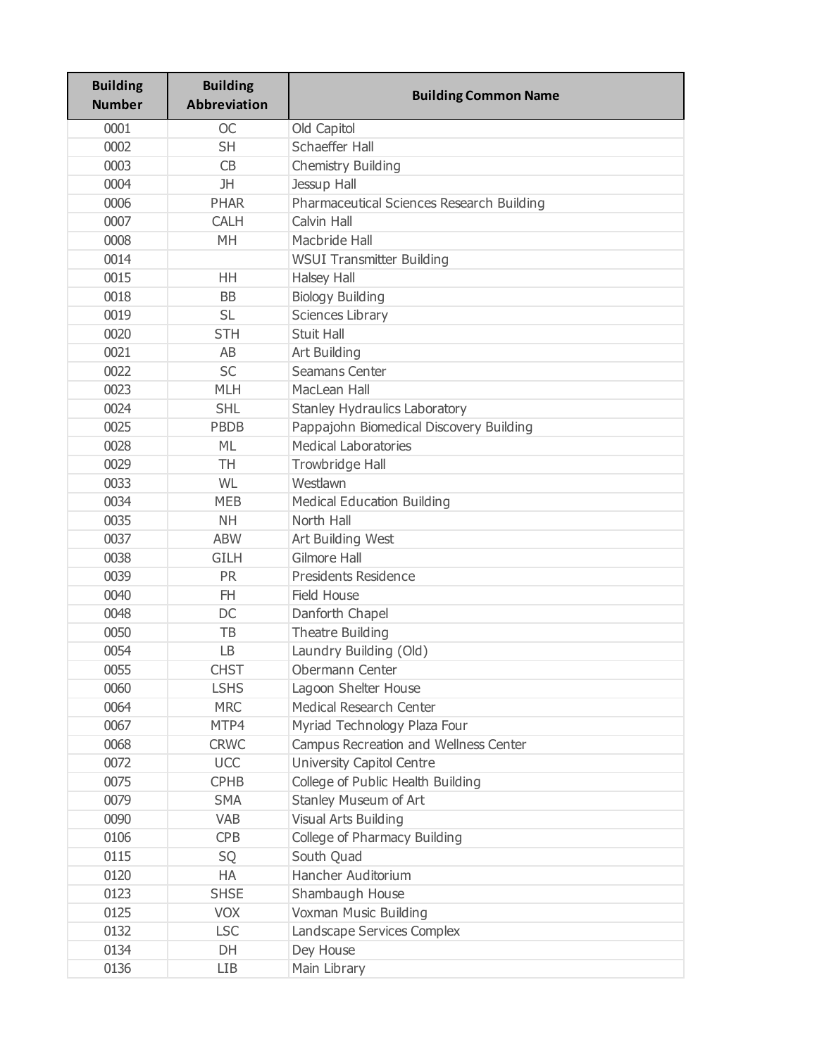| Building Number | Building Abbreviation | Building Common Name |
|---|---|---|
| 0001 | OC | Old Capitol |
| 0002 | SH | Schaeffer Hall |
| 0003 | CB | Chemistry Building |
| 0004 | JH | Jessup Hall |
| 0006 | PHAR | Pharmaceutical Sciences Research Building |
| 0007 | CALH | Calvin Hall |
| 0008 | MH | Macbride Hall |
| 0014 | | WSUI Transmitter Building |
| 0015 | HH | Halsey Hall |
| 0018 | BB | Biology Building |
| 0019 | SL | Sciences Library |
| 0020 | STH | Stuit Hall |
| 0021 | AB | Art Building |
| 0022 | SC | Seamans Center |
| 0023 | MLH | MacLean Hall |
| 0024 | SHL | Stanley Hydraulics Laboratory |
| 0025 | PBDB | Pappajohn Biomedical Discovery Building |
| 0028 | ML | Medical Laboratories |
| 0029 | TH | Trowbridge Hall |
| 0033 | WL | Westlawn |
| 0034 | MEB | Medical Education Building |
| 0035 | NH | North Hall |
| 0037 | ABW | Art Building West |
| 0038 | GILH | Gilmore Hall |
| 0039 | PR | Presidents Residence |
| 0040 | FH | Field House |
| 0048 | DC | Danforth Chapel |
| 0050 | TB | Theatre Building |
| 0054 | LB | Laundry Building (Old) |
| 0055 | CHST | Obermann Center |
| 0060 | LSHS | Lagoon Shelter House |
| 0064 | MRC | Medical Research Center |
| 0067 | MTP4 | Myriad Technology Plaza Four |
| 0068 | CRWC | Campus Recreation and Wellness Center |
| 0072 | UCC | University Capitol Centre |
| 0075 | CPHB | College of Public Health Building |
| 0079 | SMA | Stanley Museum of Art |
| 0090 | VAB | Visual Arts Building |
| 0106 | CPB | College of Pharmacy Building |
| 0115 | SQ | South Quad |
| 0120 | HA | Hancher Auditorium |
| 0123 | SHSE | Shambaugh House |
| 0125 | VOX | Voxman Music Building |
| 0132 | LSC | Landscape Services Complex |
| 0134 | DH | Dey House |
| 0136 | LIB | Main Library |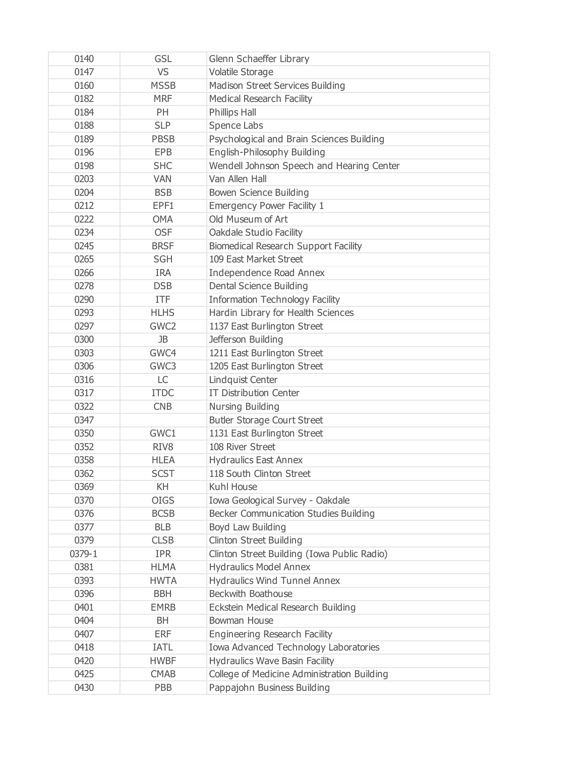| 0140 | GSL | Glenn Schaeffer Library |
|---|---|---|
| 0147 | VS | Volatile Storage |
| 0160 | MSSB | Madison Street Services Building |
| 0182 | MRF | Medical Research Facility |
| 0184 | PH | Phillips Hall |
| 0188 | SLP | Spence Labs |
| 0189 | PBSB | Psychological and Brain Sciences Building |
| 0196 | EPB | English-Philosophy Building |
| 0198 | SHC | Wendell Johnson Speech and Hearing Center |
| 0203 | VAN | Van Allen Hall |
| 0204 | BSB | Bowen Science Building |
| 0212 | EPF1 | Emergency Power Facility 1 |
| 0222 | OMA | Old Museum of Art |
| 0234 | OSF | Oakdale Studio Facility |
| 0245 | BRSF | Biomedical Research Support Facility |
| 0265 | SGH | 109 East Market Street |
| 0266 | IRA | Independence Road Annex |
| 0278 | DSB | Dental Science Building |
| 0290 | ITF | Information Technology Facility |
| 0293 | HLHS | Hardin Library for Health Sciences |
| 0297 | GWC2 | 1137 East Burlington Street |
| 0300 | JB | Jefferson Building |
| 0303 | GWC4 | 1211 East Burlington Street |
| 0306 | GWC3 | 1205 East Burlington Street |
| 0316 | LC | Lindquist Center |
| 0317 | ITDC | IT Distribution Center |
| 0322 | CNB | Nursing Building |
| 0347 | | Butler Storage Court Street |
| 0350 | GWC1 | 1131 East Burlington Street |
| 0352 | RIV8 | 108 River Street |
| 0358 | HLEA | Hydraulics East Annex |
| 0362 | SCST | 118 South Clinton Street |
| 0369 | KH | Kuhl House |
| 0370 | OIGS | Iowa Geological Survey - Oakdale |
| 0376 | BCSB | Becker Communication Studies Building |
| 0377 | BLB | Boyd Law Building |
| 0379 | CLSB | Clinton Street Building |
| 0379-1 | IPR | Clinton Street Building (Iowa Public Radio) |
| 0381 | HLMA | Hydraulics Model Annex |
| 0393 | HWTA | Hydraulics Wind Tunnel Annex |
| 0396 | BBH | Beckwith Boathouse |
| 0401 | EMRB | Eckstein Medical Research Building |
| 0404 | BH | Bowman House |
| 0407 | ERF | Engineering Research Facility |
| 0418 | IATL | Iowa Advanced Technology Laboratories |
| 0420 | HWBF | Hydraulics Wave Basin Facility |
| 0425 | CMAB | College of Medicine Administration Building |
| 0430 | PBB | Pappajohn Business Building |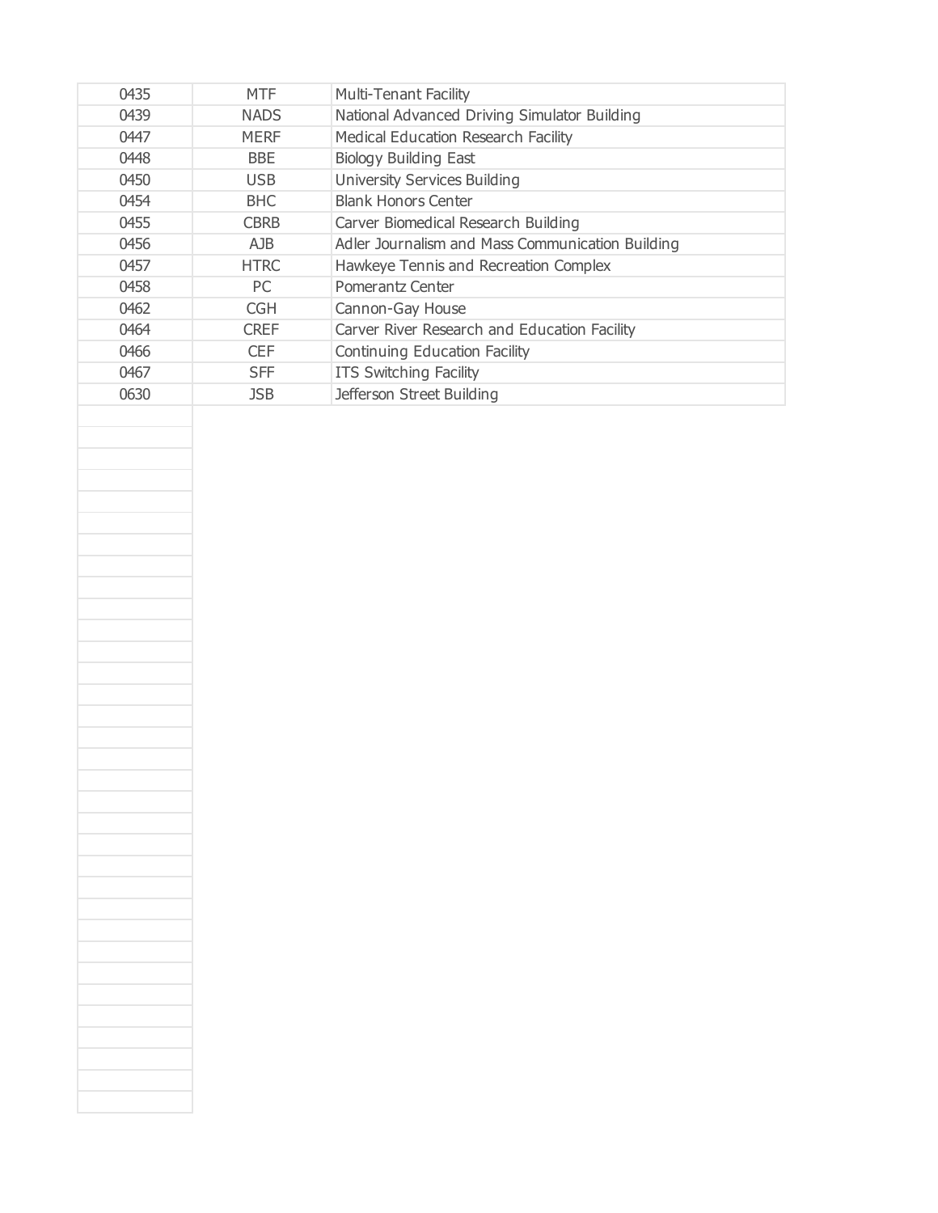| | | |
|---|---|---|
| 0435 | MTF | Multi-Tenant Facility |
| 0439 | NADS | National Advanced Driving Simulator Building |
| 0447 | MERF | Medical Education Research Facility |
| 0448 | BBE | Biology Building East |
| 0450 | USB | University Services Building |
| 0454 | BHC | Blank Honors Center |
| 0455 | CBRB | Carver Biomedical Research Building |
| 0456 | AJB | Adler Journalism and Mass Communication Building |
| 0457 | HTRC | Hawkeye Tennis and Recreation Complex |
| 0458 | PC | Pomerantz Center |
| 0462 | CGH | Cannon-Gay House |
| 0464 | CREF | Carver River Research and Education Facility |
| 0466 | CEF | Continuing Education Facility |
| 0467 | SFF | ITS Switching Facility |
| 0630 | JSB | Jefferson Street Building |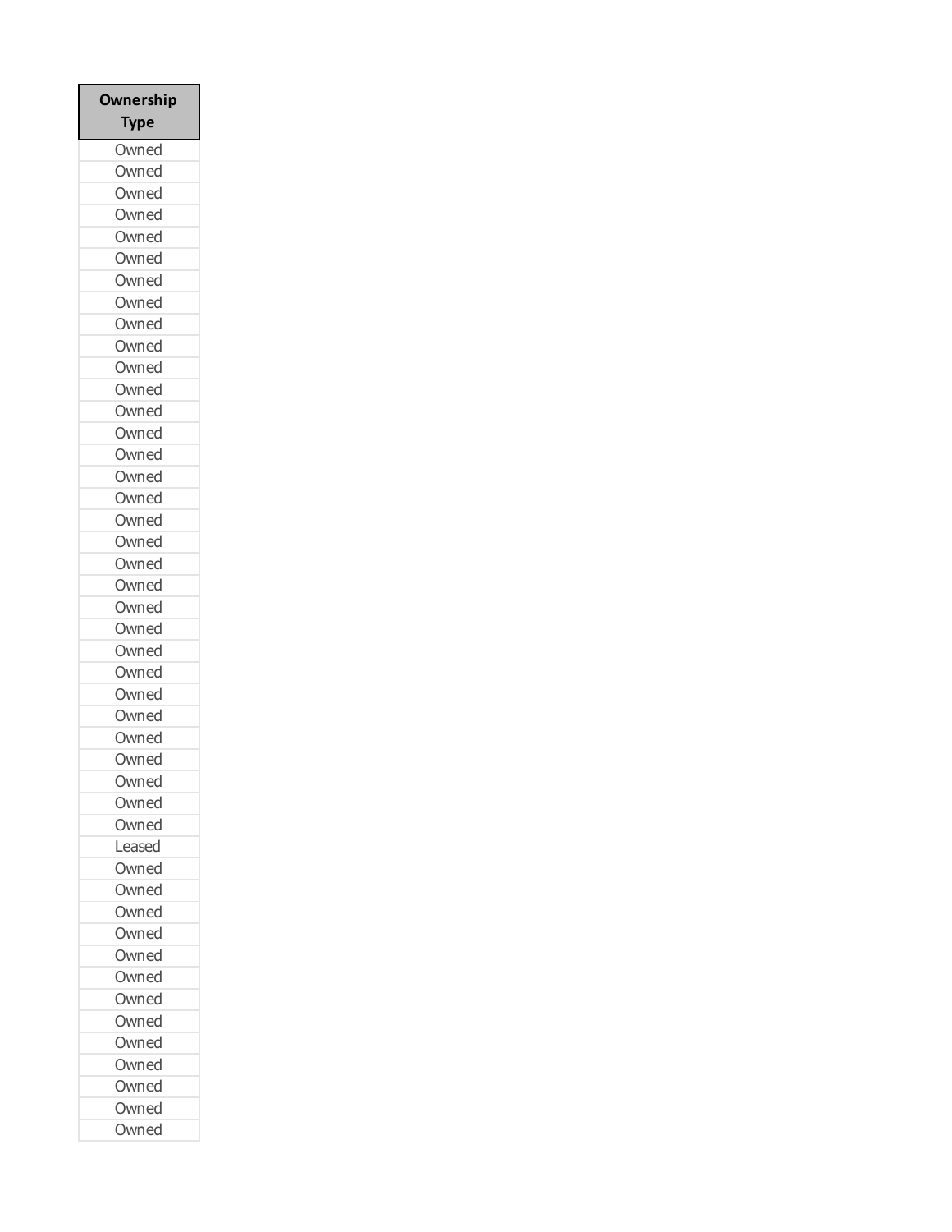| Ownership Type |
|---|
| Owned |
| Owned |
| Owned |
| Owned |
| Owned |
| Owned |
| Owned |
| Owned |
| Owned |
| Owned |
| Owned |
| Owned |
| Owned |
| Owned |
| Owned |
| Owned |
| Owned |
| Owned |
| Owned |
| Owned |
| Owned |
| Owned |
| Owned |
| Owned |
| Owned |
| Owned |
| Owned |
| Owned |
| Owned |
| Owned |
| Owned |
| Owned |
| Leased |
| Owned |
| Owned |
| Owned |
| Owned |
| Owned |
| Owned |
| Owned |
| Owned |
| Owned |
| Owned |
| Owned |
| Owned |
| Owned |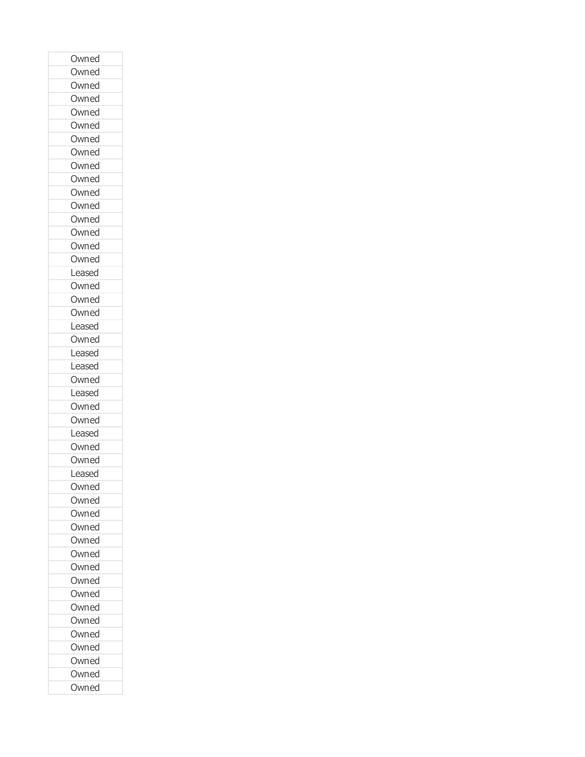| Owned |
| --- |
| Owned |
| Owned |
| Owned |
| Owned |
| Owned |
| Owned |
| Owned |
| Owned |
| Owned |
| Owned |
| Owned |
| Owned |
| Owned |
| Owned |
| Owned |
| Leased |
| Owned |
| Owned |
| Owned |
| Leased |
| Owned |
| Leased |
| Leased |
| Owned |
| Leased |
| Owned |
| Owned |
| Leased |
| Owned |
| Owned |
| Leased |
| Owned |
| Owned |
| Owned |
| Owned |
| Owned |
| Owned |
| Owned |
| Owned |
| Owned |
| Owned |
| Owned |
| Owned |
| Owned |
| Owned |
| Owned |
| Owned |
| Owned |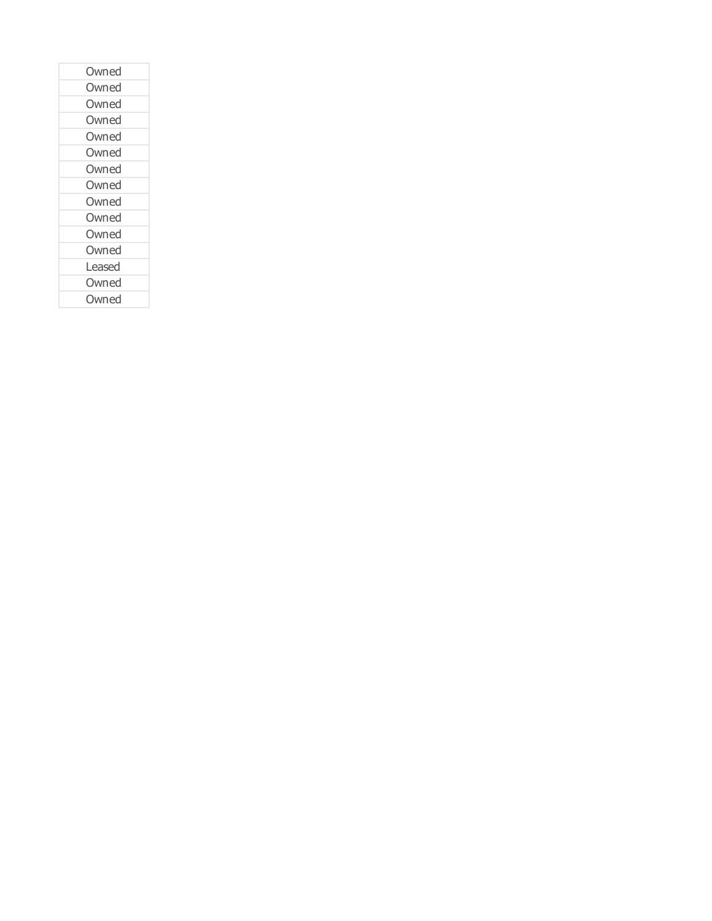| |
|---|
| Owned |
| Owned |
| Owned |
| Owned |
| Owned |
| Owned |
| Owned |
| Owned |
| Owned |
| Owned |
| Owned |
| Owned |
| Leased |
| Owned |
| Owned |